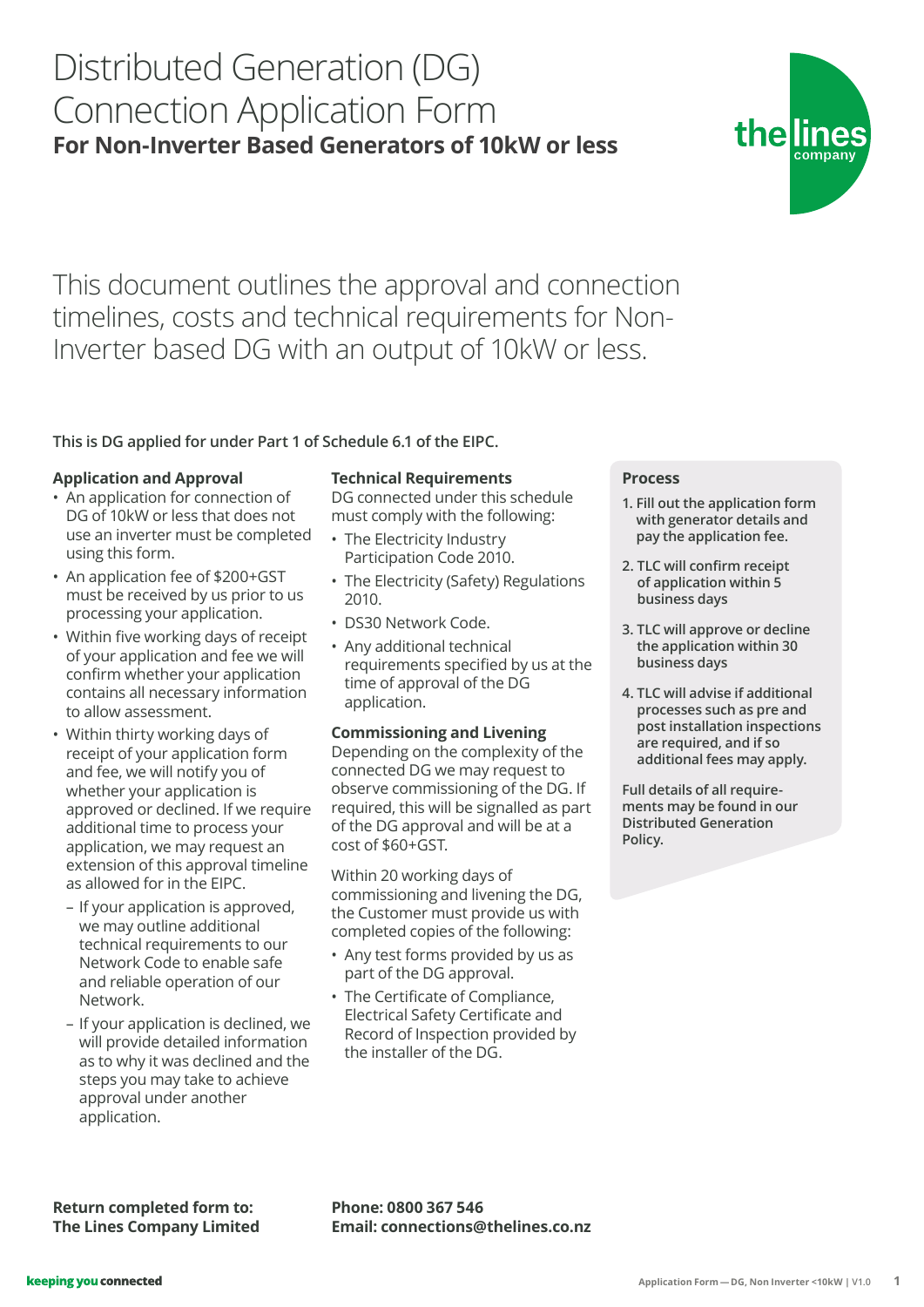# Distributed Generation (DG) Connection Application Form

## For Non-Inverter Based Generators of 10kW or less

This document outlines the approval and connection timelines, costs and technical requirements for Non-Inverter based DG with an output of 10kW or less.

**This is DG applied for under Part 1 of Schedule 6.1 of the EIPC.**

### Application and Approval

- An application for connection of DG of 10kW or less that does not use an inverter must be completed using this form.
- An application fee of $200+GST must be received by us prior to us processing your application.
- Within five working days of receipt of your application and fee we will confirm whether your application contains all necessary information to allow assessment.
- Within thirty working days of receipt of your application form and fee, we will notify you of whether your application is approved or declined. If we require additional time to process your application, we may request an extension of this approval timeline as allowed for in the EIPC.
  - If your application is approved, we may outline additional technical requirements to our Network Code to enable safe and reliable operation of our Network.
  - If your application is declined, we will provide detailed information as to why it was declined and the steps you may take to achieve approval under another application.

### Technical Requirements

DG connected under this schedule must comply with the following:

- The Electricity Industry Participation Code 2010.
- The Electricity (Safety) Regulations 2010.
- DS30 Network Code.
- Any additional technical requirements specified by us at the time of approval of the DG application.

### Commissioning and Livening

Depending on the complexity of the connected DG we may request to observe commissioning of the DG. If required, this will be signalled as part of the DG approval and will be at a cost of $60+GST.

Within 20 working days of commissioning and livening the DG, the Customer must provide us with completed copies of the following:

- Any test forms provided by us as part of the DG approval.
- The Certificate of Compliance, Electrical Safety Certificate and Record of Inspection provided by the installer of the DG.

### Process

1. **Fill out the application form with generator details and pay the application fee.**
2. **TLC will confirm receipt of application within 5 business days**
3. **TLC will approve or decline the application within 30 business days**
4. **TLC will advise if additional processes such as pre and post installation inspections are required, and if so additional fees may apply.**

**Full details of all requirements may be found in our Distributed Generation Policy.**

**Return completed form to:**
**The Lines Company Limited**

**Phone: 0800 367 546**
**Email: connections@thelines.co.nz**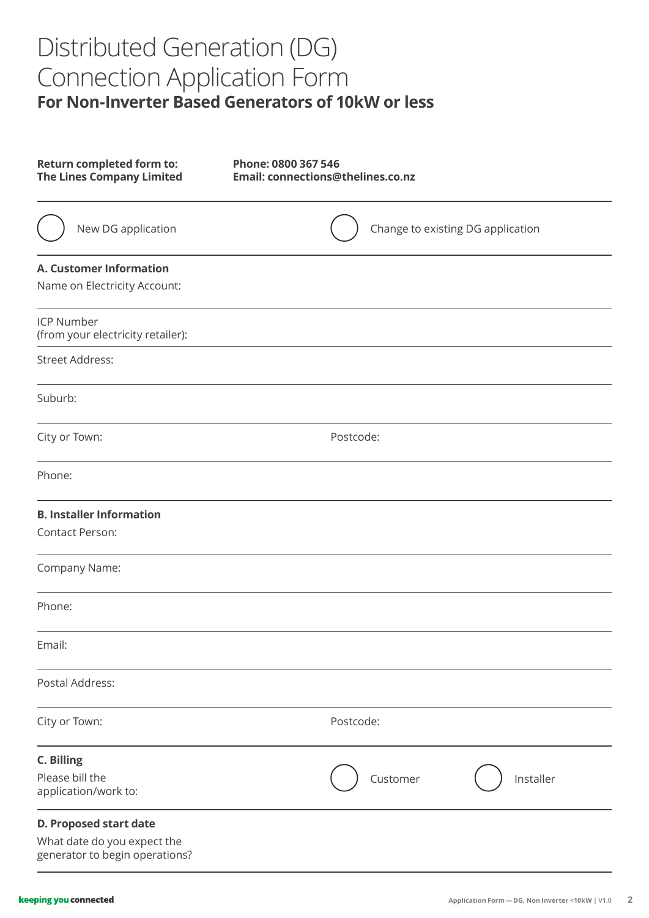# Distributed Generation (DG) Connection Application Form

## For Non-Inverter Based Generators of 10kW or less

**Return completed form to:**
**The Lines Company Limited**

**Phone: 0800 367 546**
**Email: connections@thelines.co.nz**

○ New DG application ○ Change to existing DG application

**A. Customer Information**

Name on Electricity Account:

ICP Number
(from your electricity retailer):

Street Address:

Suburb:

City or Town: Postcode:

Phone:

**B. Installer Information**

Contact Person:

Company Name:

Phone:

Email:

Postal Address:

City or Town: Postcode:

**C. Billing**

Please bill the application/work to: ○ Customer ○ Installer

**D. Proposed start date**

What date do you expect the generator to begin operations?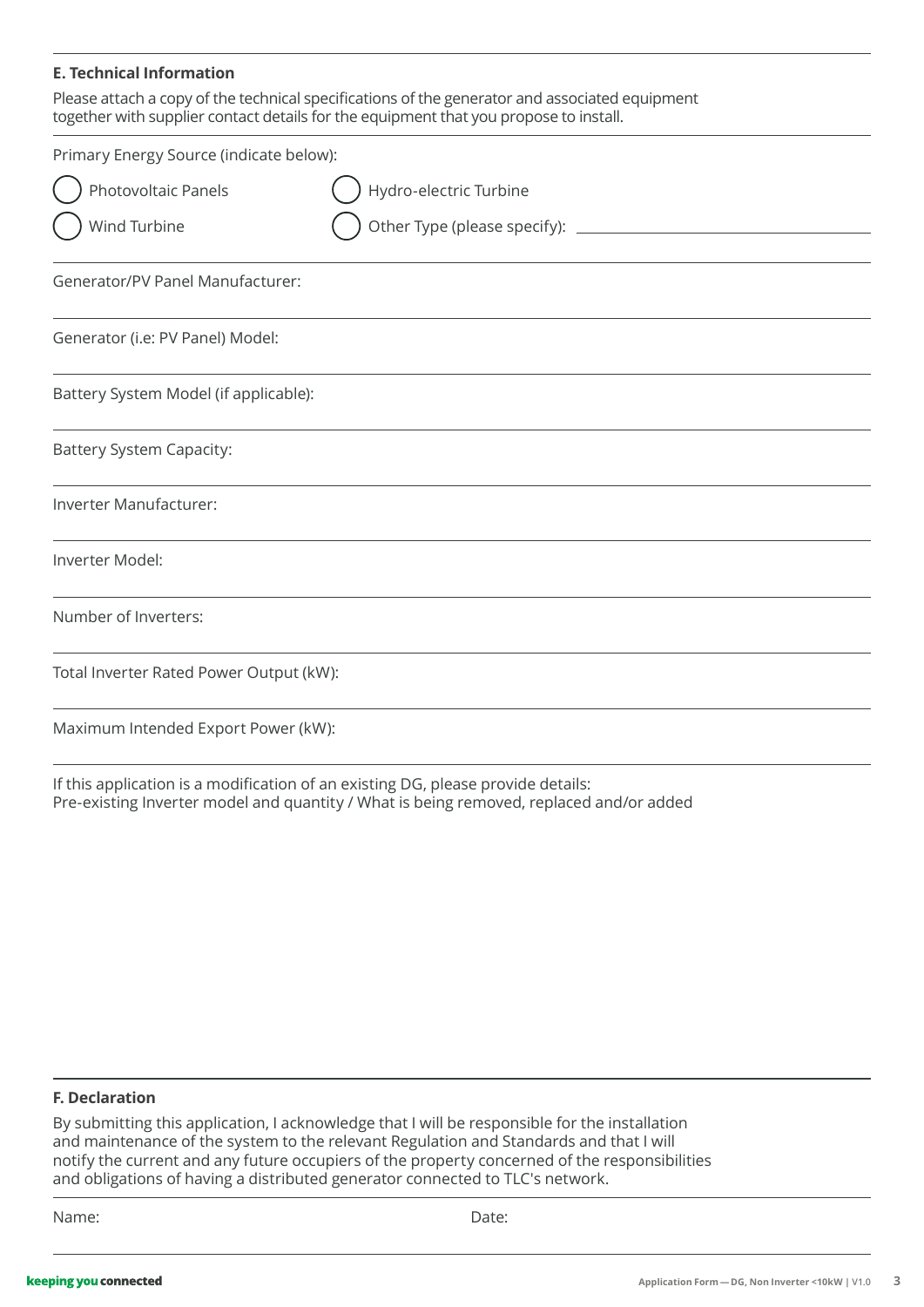**E. Technical Information**

Please attach a copy of the technical specifications of the generator and associated equipment together with supplier contact details for the equipment that you propose to install.

Primary Energy Source (indicate below):

- ◯ Photovoltaic Panels
- ◯ Hydro-electric Turbine
- ◯ Wind Turbine
- ◯ Other Type (please specify): ______________________

Generator/PV Panel Manufacturer:

Generator (i.e: PV Panel) Model:

Battery System Model (if applicable):

Battery System Capacity:

Inverter Manufacturer:

Inverter Model:

Number of Inverters:

Total Inverter Rated Power Output (kW):

Maximum Intended Export Power (kW):

If this application is a modification of an existing DG, please provide details:
Pre-existing Inverter model and quantity / What is being removed, replaced and/or added

**F. Declaration**

By submitting this application, I acknowledge that I will be responsible for the installation and maintenance of the system to the relevant Regulation and Standards and that I will notify the current and any future occupiers of the property concerned of the responsibilities and obligations of having a distributed generator connected to TLC's network.

Name: Date: